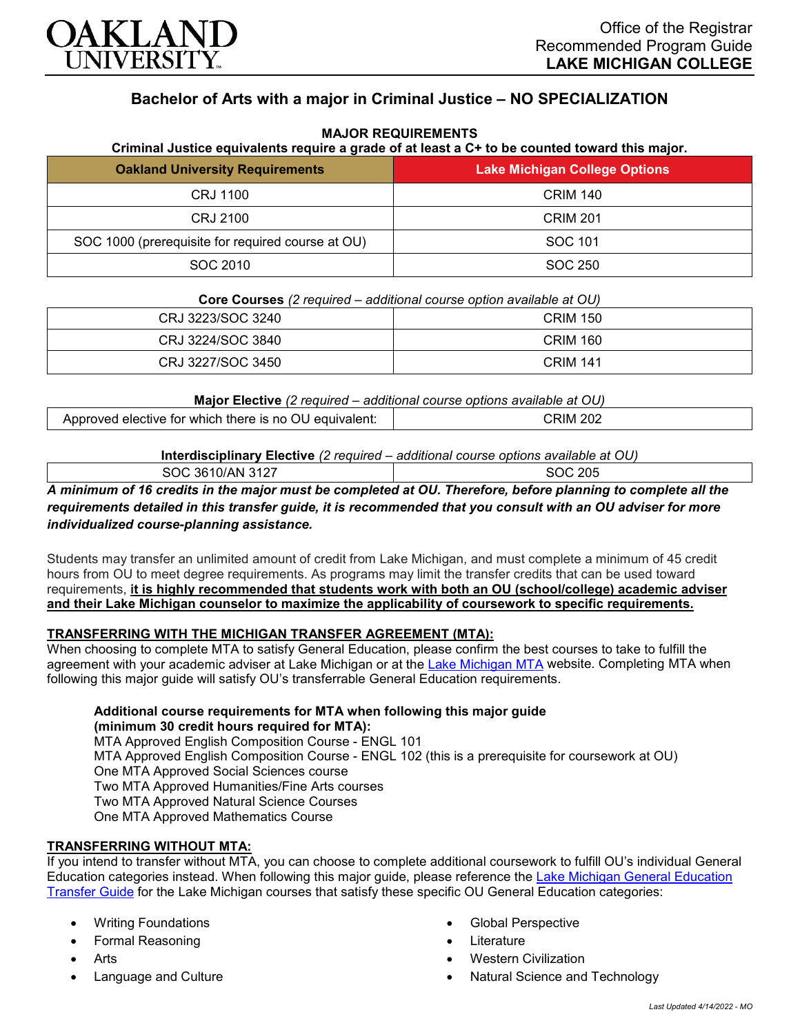Office of the Registrar
Recommended Program Guide
**LAKE MICHIGAN COLLEGE**

## Bachelor of Arts with a major in Criminal Justice – NO SPECIALIZATION

**MAJOR REQUIREMENTS**
**Criminal Justice equivalents require a grade of at least a C+ to be counted toward this major.**

| Oakland University Requirements | Lake Michigan College Options |
|---|---|
| CRJ 1100 | CRIM 140 |
| CRJ 2100 | CRIM 201 |
| SOC 1000 (prerequisite for required course at OU) | SOC 101 |
| SOC 2010 | SOC 250 |

**Core Courses** *(2 required – additional course option available at OU)*

| | |
|---|---|
| CRJ 3223/SOC 3240 | CRIM 150 |
| CRJ 3224/SOC 3840 | CRIM 160 |
| CRJ 3227/SOC 3450 | CRIM 141 |

**Major Elective** *(2 required – additional course options available at OU)*

| | |
|---|---|
| Approved elective for which there is no OU equivalent: | CRIM 202 |

**Interdisciplinary Elective** *(2 required – additional course options available at OU)*

| | |
|---|---|
| SOC 3610/AN 3127 | SOC 205 |

***A minimum of 16 credits in the major must be completed at OU. Therefore, before planning to complete all the requirements detailed in this transfer guide, it is recommended that you consult with an OU adviser for more individualized course-planning assistance.***

Students may transfer an unlimited amount of credit from Lake Michigan, and must complete a minimum of 45 credit hours from OU to meet degree requirements. As programs may limit the transfer credits that can be used toward requirements, **it is highly recommended that students work with both an OU (school/college) academic adviser and their Lake Michigan counselor to maximize the applicability of coursework to specific requirements.**

### TRANSFERRING WITH THE MICHIGAN TRANSFER AGREEMENT (MTA):

When choosing to complete MTA to satisfy General Education, please confirm the best courses to take to fulfill the agreement with your academic adviser at Lake Michigan or at the Lake Michigan MTA website. Completing MTA when following this major guide will satisfy OU's transferrable General Education requirements.

**Additional course requirements for MTA when following this major guide (minimum 30 credit hours required for MTA):**
MTA Approved English Composition Course - ENGL 101
MTA Approved English Composition Course - ENGL 102 (this is a prerequisite for coursework at OU)
One MTA Approved Social Sciences course
Two MTA Approved Humanities/Fine Arts courses
Two MTA Approved Natural Science Courses
One MTA Approved Mathematics Course

### TRANSFERRING WITHOUT MTA:

If you intend to transfer without MTA, you can choose to complete additional coursework to fulfill OU's individual General Education categories instead. When following this major guide, please reference the Lake Michigan General Education Transfer Guide for the Lake Michigan courses that satisfy these specific OU General Education categories:

- Writing Foundations
- Formal Reasoning
- Arts
- Language and Culture
- Global Perspective
- Literature
- Western Civilization
- Natural Science and Technology

*Last Updated 4/14/2022 - MO*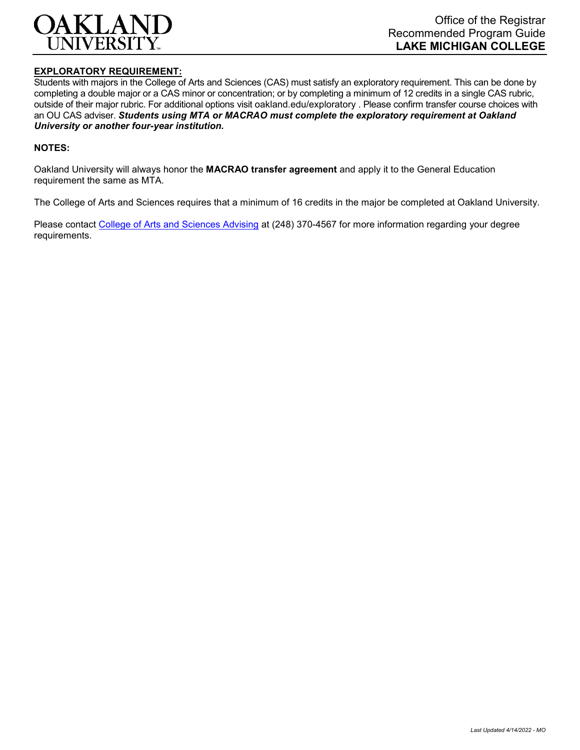**EXPLORATORY REQUIREMENT:**

Students with majors in the College of Arts and Sciences (CAS) must satisfy an exploratory requirement. This can be done by completing a double major or a CAS minor or concentration; or by completing a minimum of 12 credits in a single CAS rubric, outside of their major rubric. For additional options visit oakland.edu/exploratory . Please confirm transfer course choices with an OU CAS adviser. ***Students using MTA or MACRAO must complete the exploratory requirement at Oakland University or another four-year institution.***

**NOTES:**

Oakland University will always honor the **MACRAO transfer agreement** and apply it to the General Education requirement the same as MTA.

The College of Arts and Sciences requires that a minimum of 16 credits in the major be completed at Oakland University.

Please contact College of Arts and Sciences Advising at (248) 370-4567 for more information regarding your degree requirements.

*Last Updated 4/14/2022 - MO*